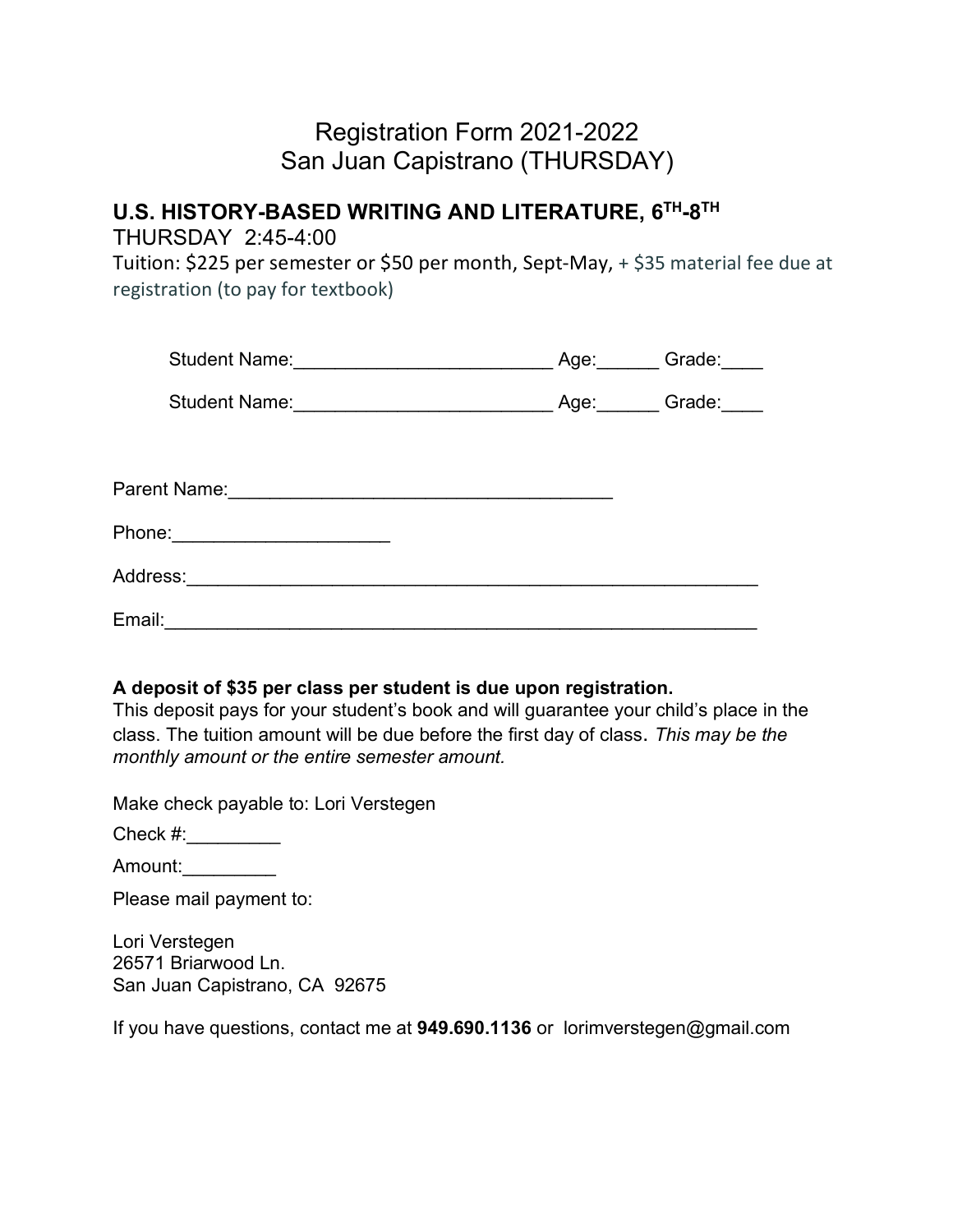# Registration Form 2021-2022
# San Juan Capistrano (THURSDAY)

## U.S. HISTORY-BASED WRITING AND LITERATURE, 6TH-8TH

THURSDAY 2:45-4:00

Tuition: $225 per semester or $50 per month, Sept-May, + $35 material fee due at registration (to pay for textbook)

Student Name:_________________________ Age:______ Grade:____

Student Name:_________________________ Age:______ Grade:____

Parent Name:_____________________________________

Phone:____________________

Address:________________________________________________________

Email:__________________________________________________________

**A deposit of $35 per class per student is due upon registration.**
This deposit pays for your student's book and will guarantee your child's place in the class. The tuition amount will be due before the first day of class. *This may be the monthly amount or the entire semester amount.*

Make check payable to: Lori Verstegen

Check #:_________

Amount:_________

Please mail payment to:

Lori Verstegen
26571 Briarwood Ln.
San Juan Capistrano, CA 92675

If you have questions, contact me at **949.690.1136** or lorimverstegen@gmail.com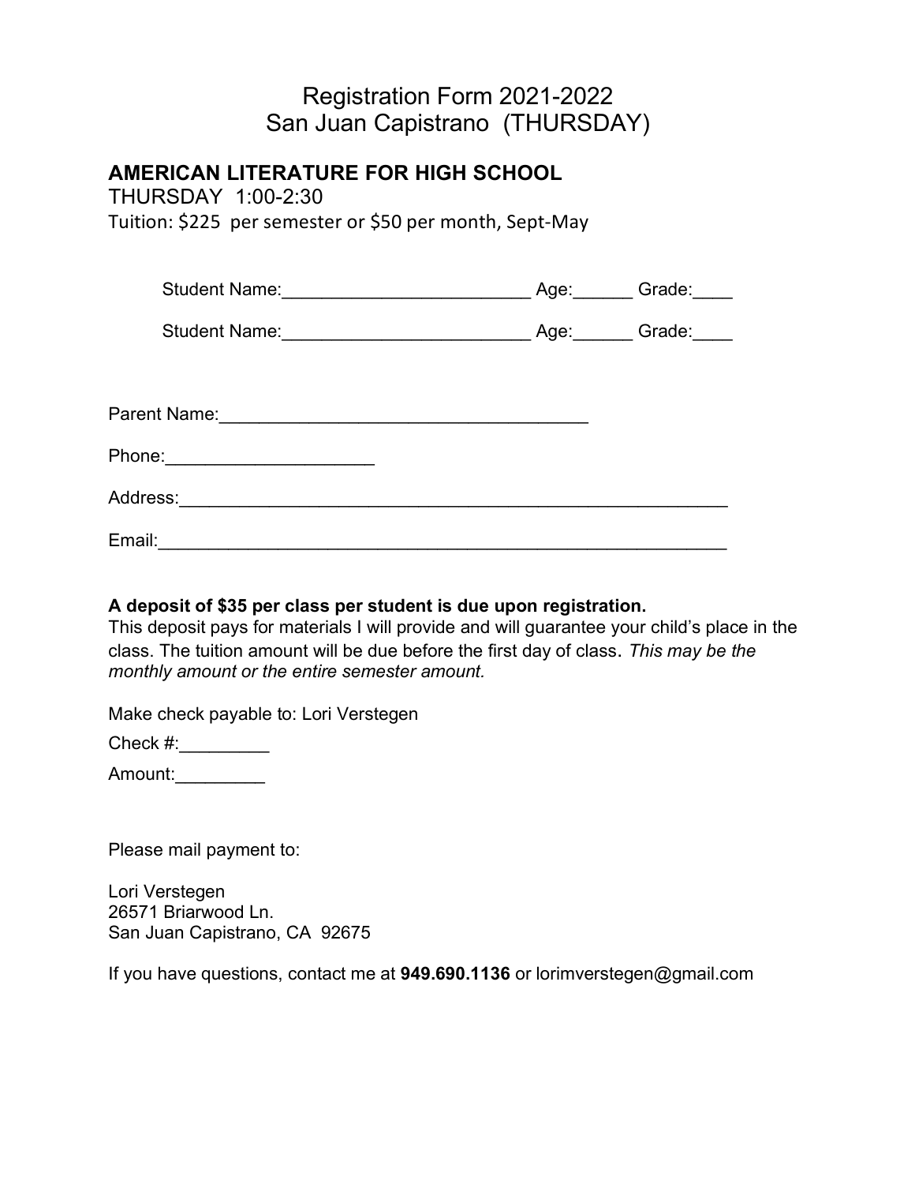# Registration Form 2021-2022
# San Juan Capistrano (THURSDAY)

## AMERICAN LITERATURE FOR HIGH SCHOOL

THURSDAY 1:00-2:30

Tuition: $225 per semester or $50 per month, Sept-May

Student Name:_________________________ Age:______ Grade:____

Student Name:_________________________ Age:______ Grade:____

Parent Name:_____________________________________

Phone:_____________________

Address:________________________________________________________

Email:__________________________________________________________

**A deposit of $35 per class per student is due upon registration.**
This deposit pays for materials I will provide and will guarantee your child's place in the class. The tuition amount will be due before the first day of class. *This may be the monthly amount or the entire semester amount.*

Make check payable to: Lori Verstegen

Check #:_________

Amount:_________

Please mail payment to:

Lori Verstegen
26571 Briarwood Ln.
San Juan Capistrano, CA 92675

If you have questions, contact me at **949.690.1136** or lorimverstegen@gmail.com